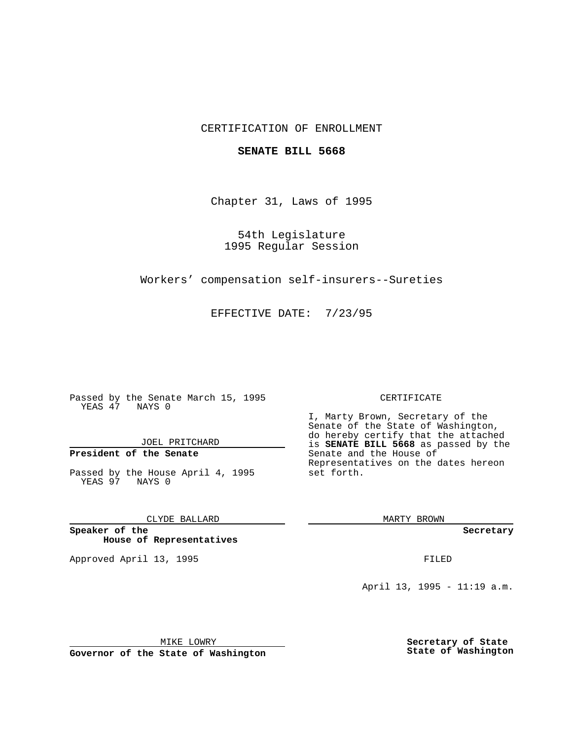CERTIFICATION OF ENROLLMENT

**SENATE BILL 5668**

Chapter 31, Laws of 1995

54th Legislature
1995 Regular Session

Workers' compensation self-insurers--Sureties

EFFECTIVE DATE: 7/23/95

Passed by the Senate March 15, 1995
YEAS 47 NAYS 0

JOEL PRITCHARD

**President of the Senate**

Passed by the House April 4, 1995
YEAS 97 NAYS 0

CLYDE BALLARD

**Speaker of the House of Representatives**

Approved April 13, 1995

MIKE LOWRY

**Governor of the State of Washington**

CERTIFICATE

I, Marty Brown, Secretary of the Senate of the State of Washington, do hereby certify that the attached is **SENATE BILL 5668** as passed by the Senate and the House of Representatives on the dates hereon set forth.

MARTY BROWN

**Secretary**

FILED

April 13, 1995 - 11:19 a.m.

**Secretary of State**
**State of Washington**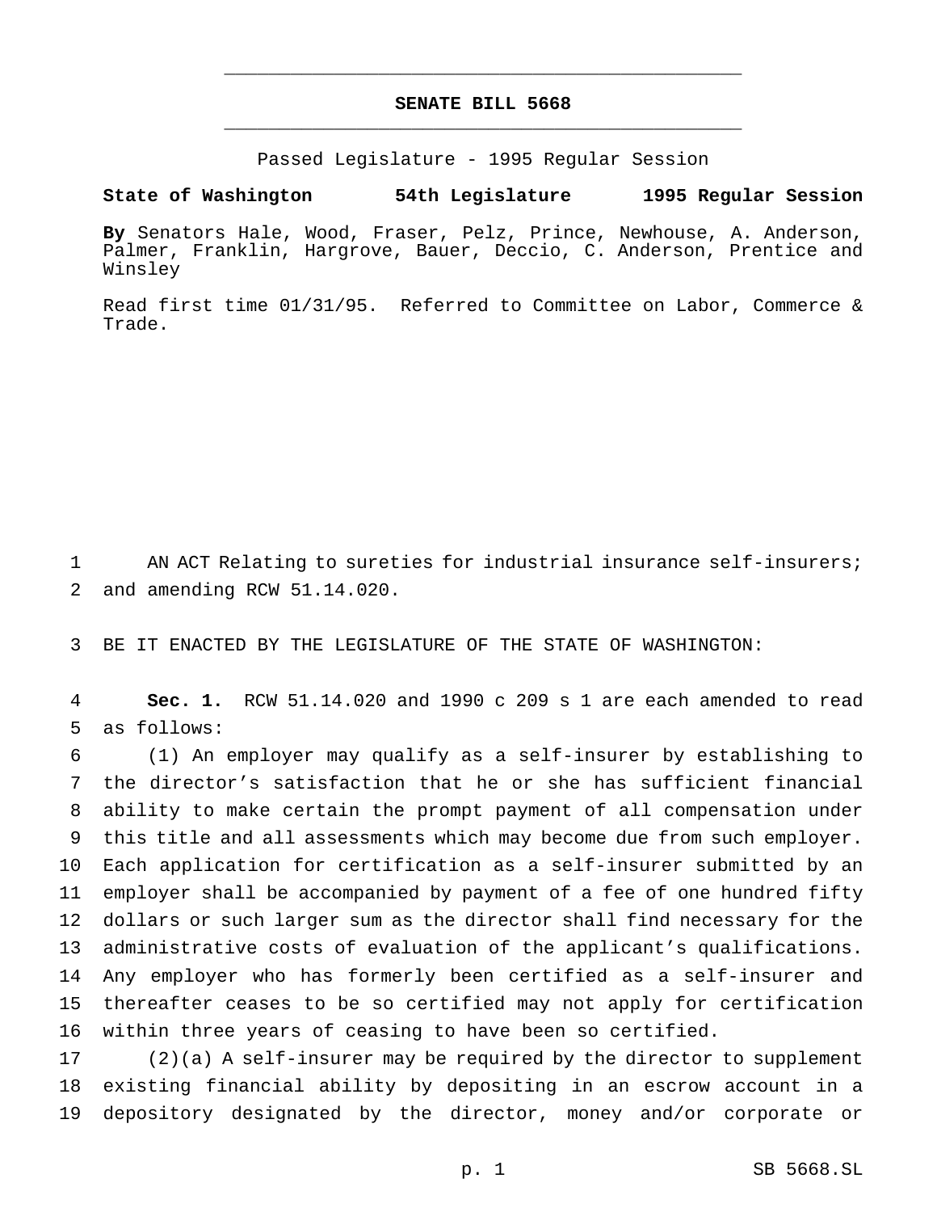# SENATE BILL 5668

Passed Legislature - 1995 Regular Session

**State of Washington 54th Legislature 1995 Regular Session**

**By** Senators Hale, Wood, Fraser, Pelz, Prince, Newhouse, A. Anderson, Palmer, Franklin, Hargrove, Bauer, Deccio, C. Anderson, Prentice and Winsley

Read first time 01/31/95. Referred to Committee on Labor, Commerce & Trade.

AN ACT Relating to sureties for industrial insurance self-insurers; and amending RCW 51.14.020.

BE IT ENACTED BY THE LEGISLATURE OF THE STATE OF WASHINGTON:

**Sec. 1.** RCW 51.14.020 and 1990 c 209 s 1 are each amended to read as follows:

(1) An employer may qualify as a self-insurer by establishing to the director's satisfaction that he or she has sufficient financial ability to make certain the prompt payment of all compensation under this title and all assessments which may become due from such employer. Each application for certification as a self-insurer submitted by an employer shall be accompanied by payment of a fee of one hundred fifty dollars or such larger sum as the director shall find necessary for the administrative costs of evaluation of the applicant's qualifications. Any employer who has formerly been certified as a self-insurer and thereafter ceases to be so certified may not apply for certification within three years of ceasing to have been so certified.

(2)(a) A self-insurer may be required by the director to supplement existing financial ability by depositing in an escrow account in a depository designated by the director, money and/or corporate or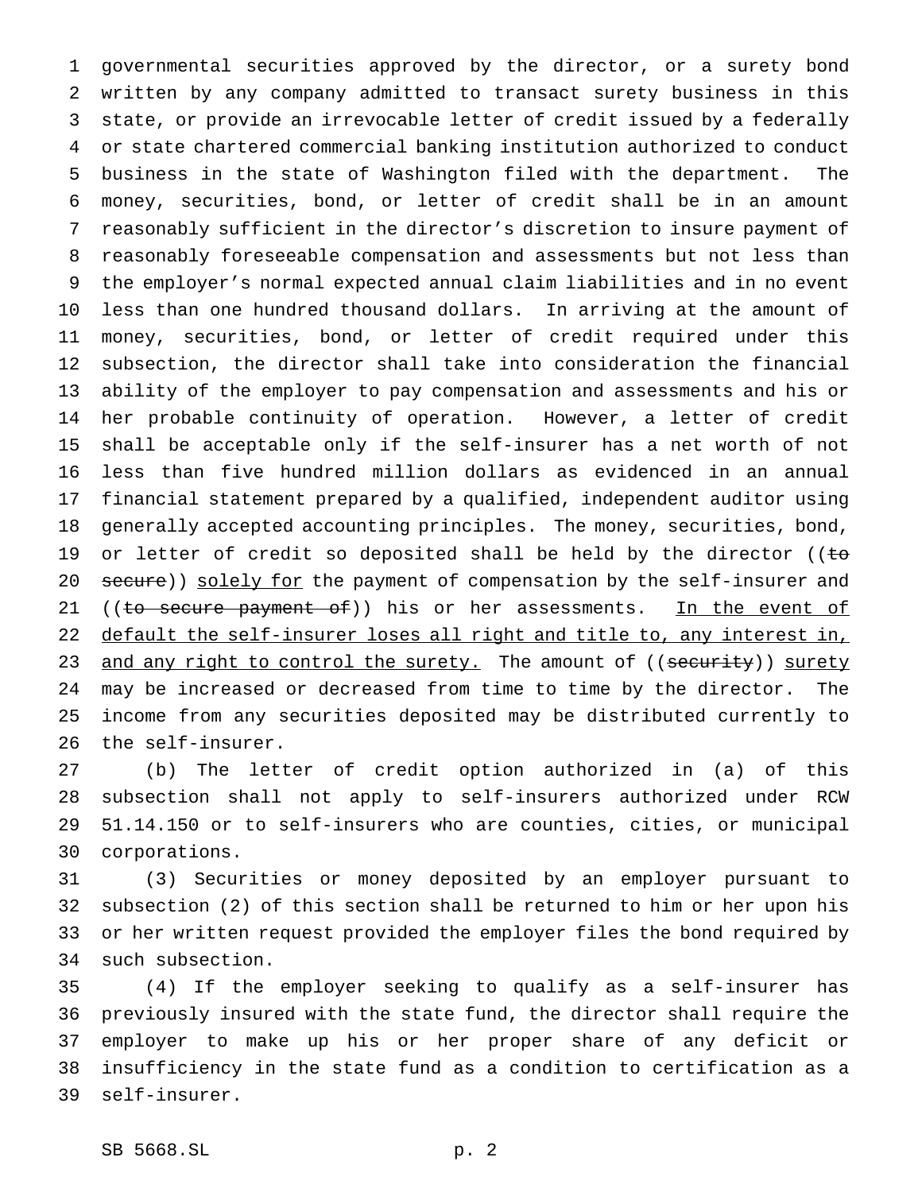governmental securities approved by the director, or a surety bond written by any company admitted to transact surety business in this state, or provide an irrevocable letter of credit issued by a federally or state chartered commercial banking institution authorized to conduct business in the state of Washington filed with the department. The money, securities, bond, or letter of credit shall be in an amount reasonably sufficient in the director's discretion to insure payment of reasonably foreseeable compensation and assessments but not less than the employer's normal expected annual claim liabilities and in no event less than one hundred thousand dollars. In arriving at the amount of money, securities, bond, or letter of credit required under this subsection, the director shall take into consideration the financial ability of the employer to pay compensation and assessments and his or her probable continuity of operation. However, a letter of credit shall be acceptable only if the self-insurer has a net worth of not less than five hundred million dollars as evidenced in an annual financial statement prepared by a qualified, independent auditor using generally accepted accounting principles. The money, securities, bond, or letter of credit so deposited shall be held by the director ((~~to secure~~)) solely for the payment of compensation by the self-insurer and ((~~to secure payment of~~)) his or her assessments. In the event of default the self-insurer loses all right and title to, any interest in, and any right to control the surety. The amount of ((~~security~~)) surety may be increased or decreased from time to time by the director. The income from any securities deposited may be distributed currently to the self-insurer.

(b) The letter of credit option authorized in (a) of this subsection shall not apply to self-insurers authorized under RCW 51.14.150 or to self-insurers who are counties, cities, or municipal corporations.

(3) Securities or money deposited by an employer pursuant to subsection (2) of this section shall be returned to him or her upon his or her written request provided the employer files the bond required by such subsection.

(4) If the employer seeking to qualify as a self-insurer has previously insured with the state fund, the director shall require the employer to make up his or her proper share of any deficit or insufficiency in the state fund as a condition to certification as a self-insurer.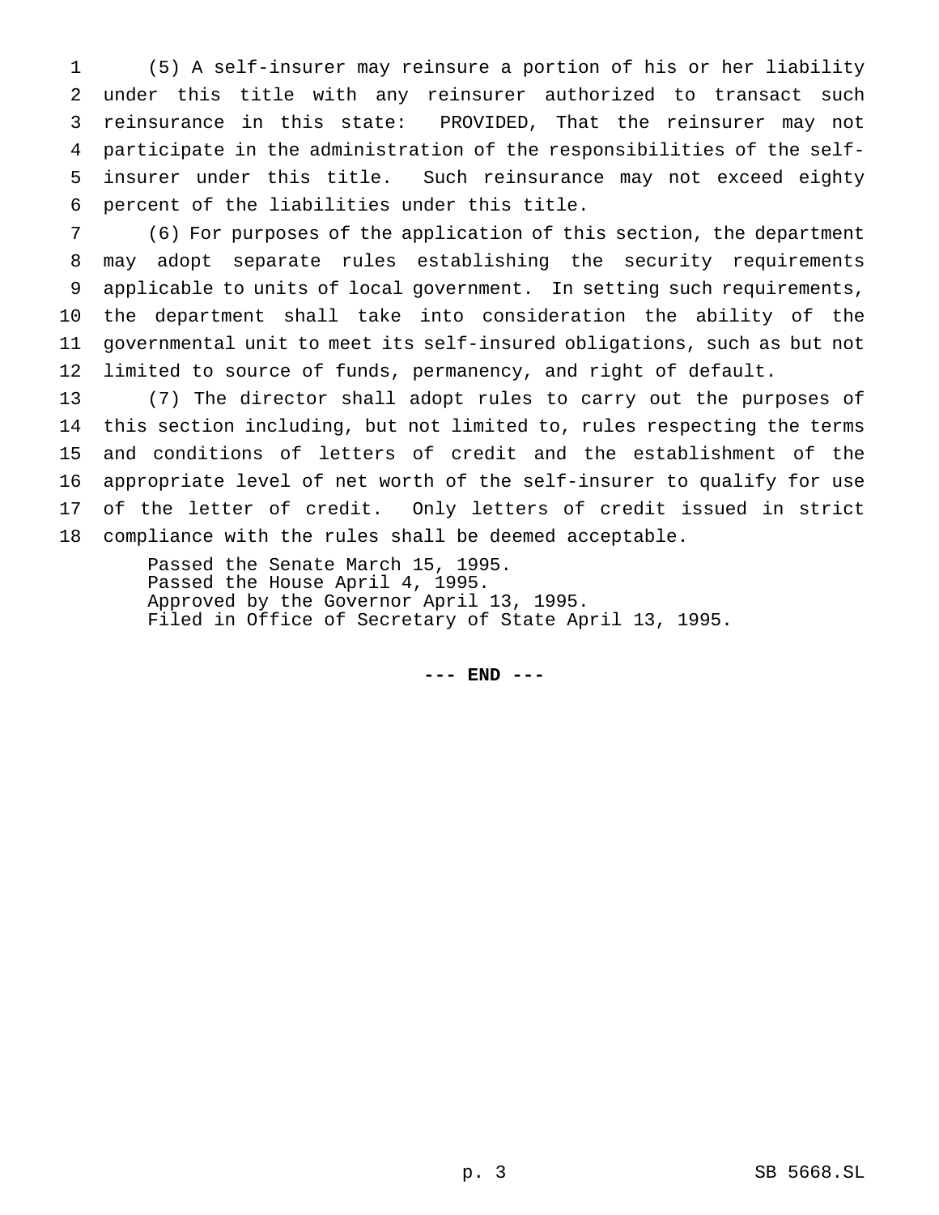(5) A self-insurer may reinsure a portion of his or her liability under this title with any reinsurer authorized to transact such reinsurance in this state: PROVIDED, That the reinsurer may not participate in the administration of the responsibilities of the self-insurer under this title. Such reinsurance may not exceed eighty percent of the liabilities under this title.

(6) For purposes of the application of this section, the department may adopt separate rules establishing the security requirements applicable to units of local government. In setting such requirements, the department shall take into consideration the ability of the governmental unit to meet its self-insured obligations, such as but not limited to source of funds, permanency, and right of default.

(7) The director shall adopt rules to carry out the purposes of this section including, but not limited to, rules respecting the terms and conditions of letters of credit and the establishment of the appropriate level of net worth of the self-insurer to qualify for use of the letter of credit. Only letters of credit issued in strict compliance with the rules shall be deemed acceptable.

Passed the Senate March 15, 1995.
Passed the House April 4, 1995.
Approved by the Governor April 13, 1995.
Filed in Office of Secretary of State April 13, 1995.

**--- END ---**